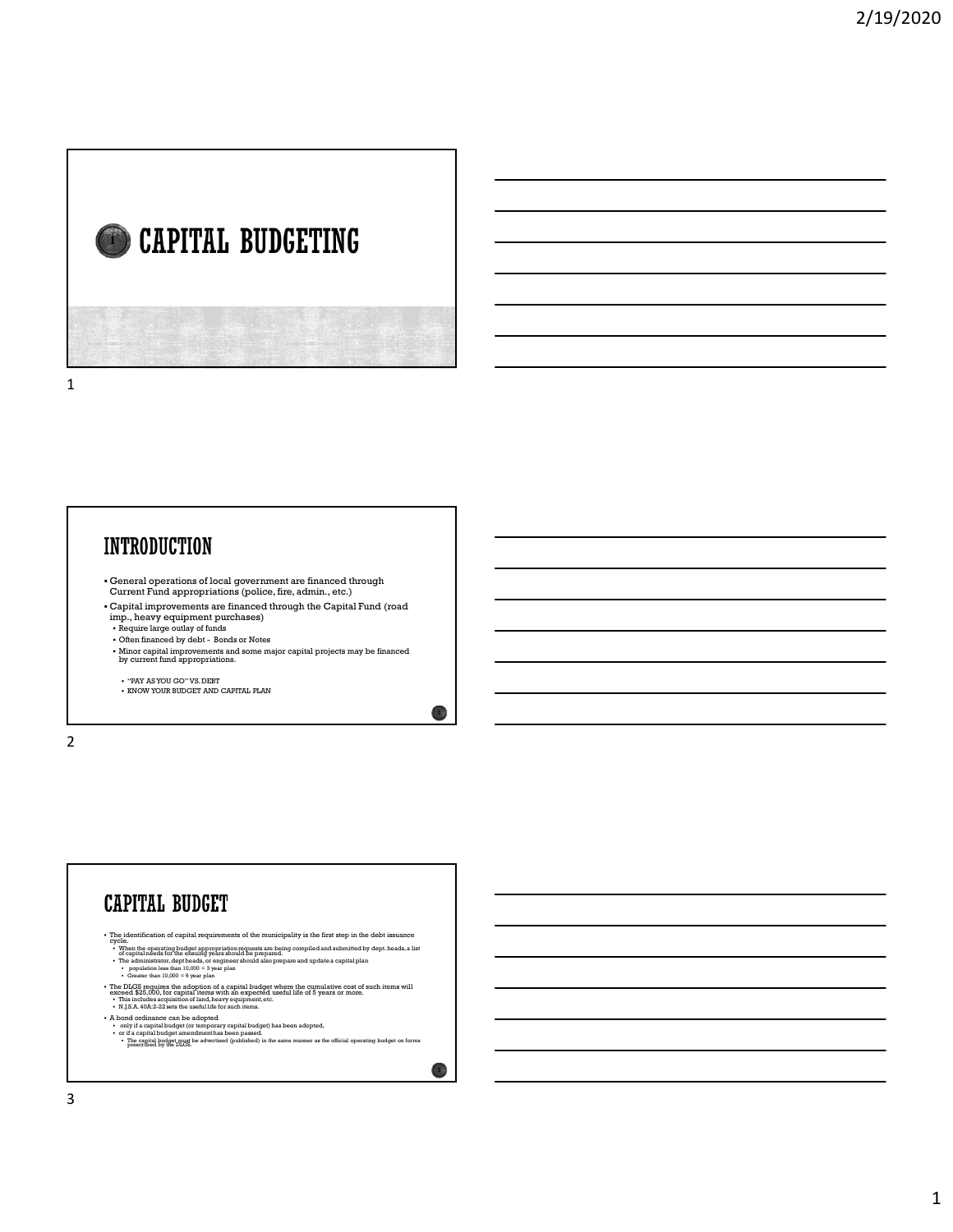# CAPITAL BUDGETING

## INTRODUCTION

- General operations of local government are financed through Current Fund appropriations (police, fire, admin., etc.)
- Capital improvements are financed through the Capital Fund (road imp., heavy equipment purchases)
  - Require large outlay of funds
  - Often financed by debt - Bonds or Notes
  - Minor capital improvements and some major capital projects may be financed by current fund appropriations.
    - "PAY AS YOU GO" VS. DEBT
    - KNOW YOUR BUDGET AND CAPITAL PLAN

## CAPITAL BUDGET

- The identification of capital requirements of the municipality is the first step in the debt issuance cycle.
  - When the operating budget appropriation requests are being compiled and submitted by dept. heads, a list of capital needs for the ensuing years should be prepared.
  - The administrator, dept heads, or engineer should also prepare and update a capital plan
    - population less than 10,000 = 3 year plan
    - Greater than 10,000 = 6 year plan
- The DLGS requires the adoption of a capital budget where the cumulative cost of such items will exceed $25,000, for capital items with an expected useful life of 5 years or more.
  - This includes acquisition of land, heavy equipment, etc.
  - N.J.S.A. 40A:2-22 sets the useful life for such items.
- A bond ordinance can be adopted
  - only if a capital budget (or temporary capital budget) has been adopted,
  - or if a capital budget amendment has been passed.
    - The capital budget must be advertised (published) in the same manner as the official operating budget on forms prescribed by the DLGS.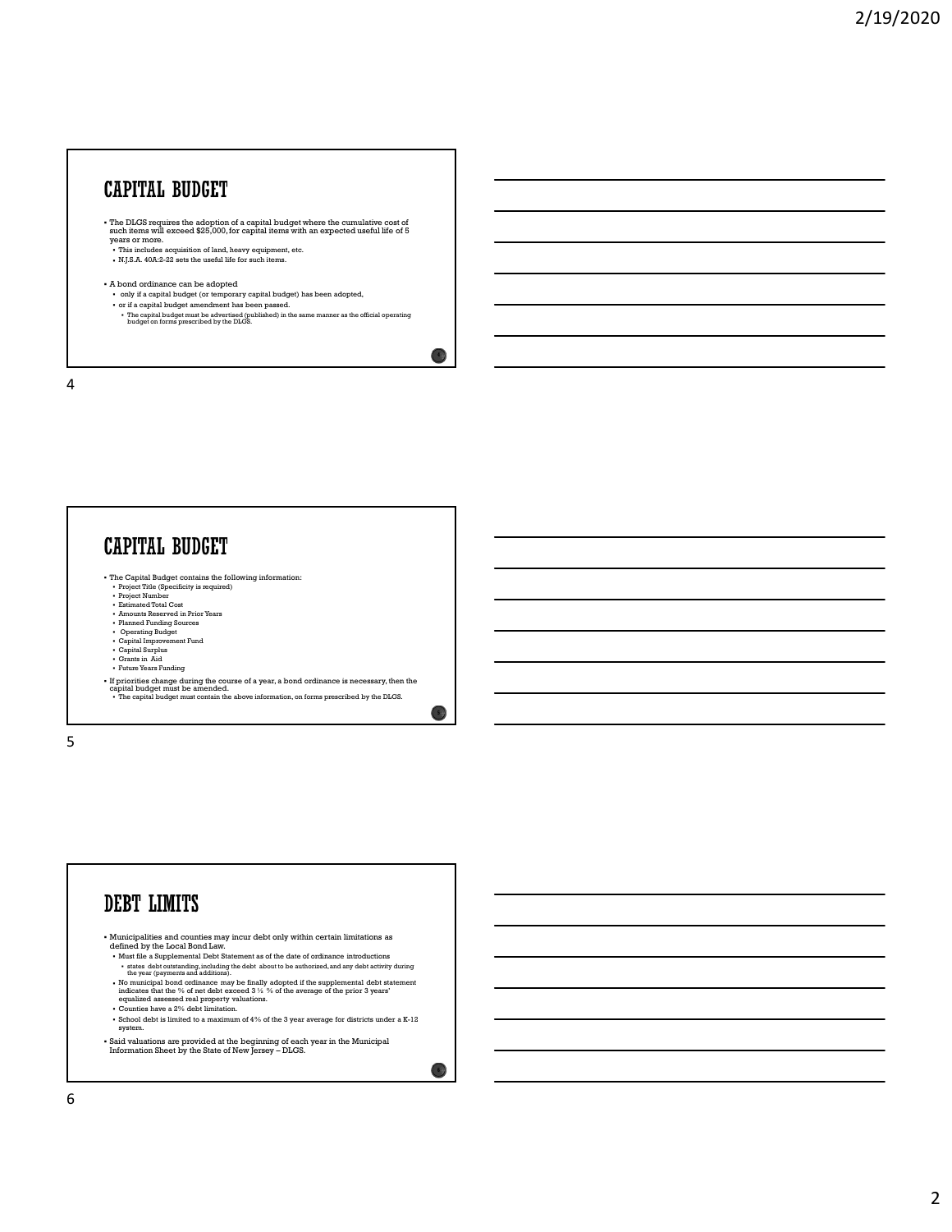# CAPITAL BUDGET

- The DLGS requires the adoption of a capital budget where the cumulative cost of such items will exceed $25,000, for capital items with an expected useful life of 5 years or more.
  - This includes acquisition of land, heavy equipment, etc.
  - N.J.S.A. 40A:2-22 sets the useful life for such items.
- A bond ordinance can be adopted
  - only if a capital budget (or temporary capital budget) has been adopted,
  - or if a capital budget amendment has been passed.
    - The capital budget must be advertised (published) in the same manner as the official operating budget on forms prescribed by the DLGS.

# CAPITAL BUDGET

- The Capital Budget contains the following information:
  - Project Title (Specificity is required)
  - Project Number
  - Estimated Total Cost
  - Amounts Reserved in Prior Years
  - Planned Funding Sources
  - Operating Budget
  - Capital Improvement Fund
  - Capital Surplus
  - Grants in Aid
  - Future Years Funding
- If priorities change during the course of a year, a bond ordinance is necessary, then the capital budget must be amended.
  - The capital budget must contain the above information, on forms prescribed by the DLGS.

# DEBT LIMITS

- Municipalities and counties may incur debt only within certain limitations as defined by the Local Bond Law.
  - Must file a Supplemental Debt Statement as of the date of ordinance introductions
    - states debt outstanding, including the debt about to be authorized, and any debt activity during the year (payments and additions).
  - No municipal bond ordinance may be finally adopted if the supplemental debt statement indicates that the % of net debt exceed 3 ½ % of the average of the prior 3 years' equalized assessed real property valuations.
  - Counties have a 2% debt limitation.
  - School debt is limited to a maximum of 4% of the 3 year average for districts under a K-12 system.
- Said valuations are provided at the beginning of each year in the Municipal Information Sheet by the State of New Jersey – DLGS.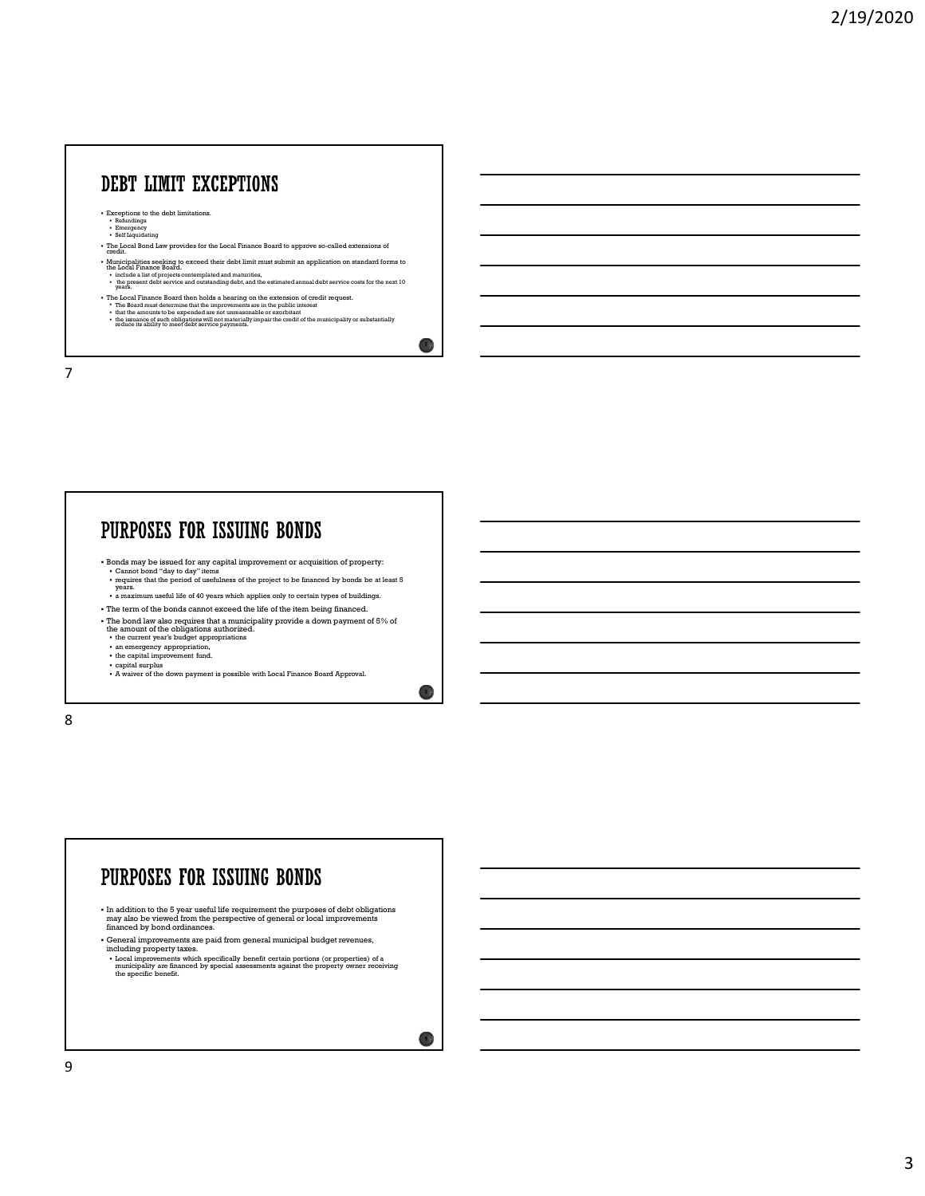## DEBT LIMIT EXCEPTIONS

- Exceptions to the debt limitations.
  - Refundings
  - Emergency
  - Self Liquidating
- The Local Bond Law provides for the Local Finance Board to approve so-called extensions of credit.
- Municipalities seeking to exceed their debt limit must submit an application on standard forms to the Local Finance Board.
  - include a list of projects contemplated and maturities,
  - the present debt service and outstanding debt, and the estimated annual debt service costs for the next 10 years.
- The Local Finance Board then holds a hearing on the extension of credit request.
  - The Board must determine that the improvements are in the public interest
  - that the amounts to be expended are not unreasonable or exorbitant
  - the issuance of such obligations will not materially impair the credit of the municipality or substantially reduce its ability to meet debt service payments.

## PURPOSES FOR ISSUING BONDS

- Bonds may be issued for any capital improvement or acquisition of property:
  - Cannot bond "day to day" items
  - requires that the period of usefulness of the project to be financed by bonds be at least 5 years.
  - a maximum useful life of 40 years which applies only to certain types of buildings.
- The term of the bonds cannot exceed the life of the item being financed.
- The bond law also requires that a municipality provide a down payment of 5% of the amount of the obligations authorized.
  - the current year's budget appropriations
  - an emergency appropriation,
  - the capital improvement fund.
  - capital surplus
  - A waiver of the down payment is possible with Local Finance Board Approval.

## PURPOSES FOR ISSUING BONDS

- In addition to the 5 year useful life requirement the purposes of debt obligations may also be viewed from the perspective of general or local improvements financed by bond ordinances.
- General improvements are paid from general municipal budget revenues, including property taxes.
  - Local improvements which specifically benefit certain portions (or properties) of a municipality are financed by special assessments against the property owner receiving the specific benefit.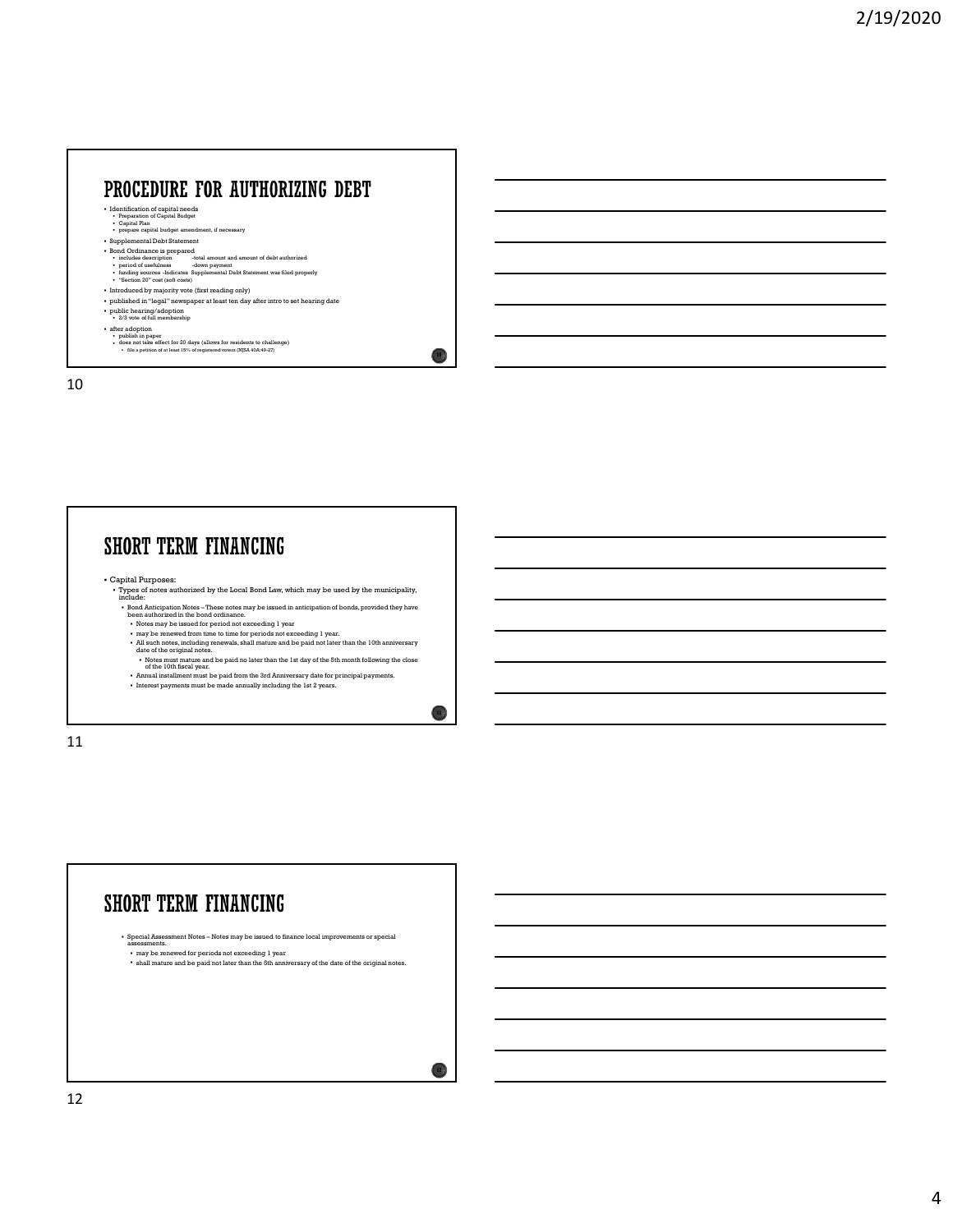## PROCEDURE FOR AUTHORIZING DEBT

- Identification of capital needs
  - Preparation of Capital Budget
  - Capital Plan
  - prepare capital budget amendment, if necessary
- Supplemental Debt Statement
- Bond Ordinance is prepared
  - includes description -total amount and amount of debt authorized
  - period of usefulness -down payment
  - funding sources -Indicates Supplemental Debt Statement was filed properly
  - "Section 20" cost (soft costs)
- Introduced by majority vote (first reading only)
- published in "legal" newspaper at least ten day after intro to set hearing date
- public hearing/adoption
  - 2/3 vote of full membership
- after adoption
  - publish in paper
  - does not take effect for 20 days (allows for residents to challenge)
    - file a petition of at least 15% of registered voters (NJSA 40A:49-27)

## SHORT TERM FINANCING

- Capital Purposes:
  - Types of notes authorized by the Local Bond Law, which may be used by the municipality, include:
    - Bond Anticipation Notes – These notes may be issued in anticipation of bonds, provided they have been authorized in the bond ordinance.
      - Notes may be issued for period not exceeding 1 year
      - may be renewed from time to time for periods not exceeding 1 year.
      - All such notes, including renewals, shall mature and be paid not later than the 10th anniversary date of the original notes.
        - Notes must mature and be paid no later than the 1st day of the 5th month following the close of the 10th fiscal year.
      - Annual installment must be paid from the 3rd Anniversary date for principal payments.
      - Interest payments must be made annually including the 1st 2 years.

## SHORT TERM FINANCING

- Special Assessment Notes – Notes may be issued to finance local improvements or special assessments.
  - may be renewed for periods not exceeding 1 year
  - shall mature and be paid not later than the 5th anniversary of the date of the original notes.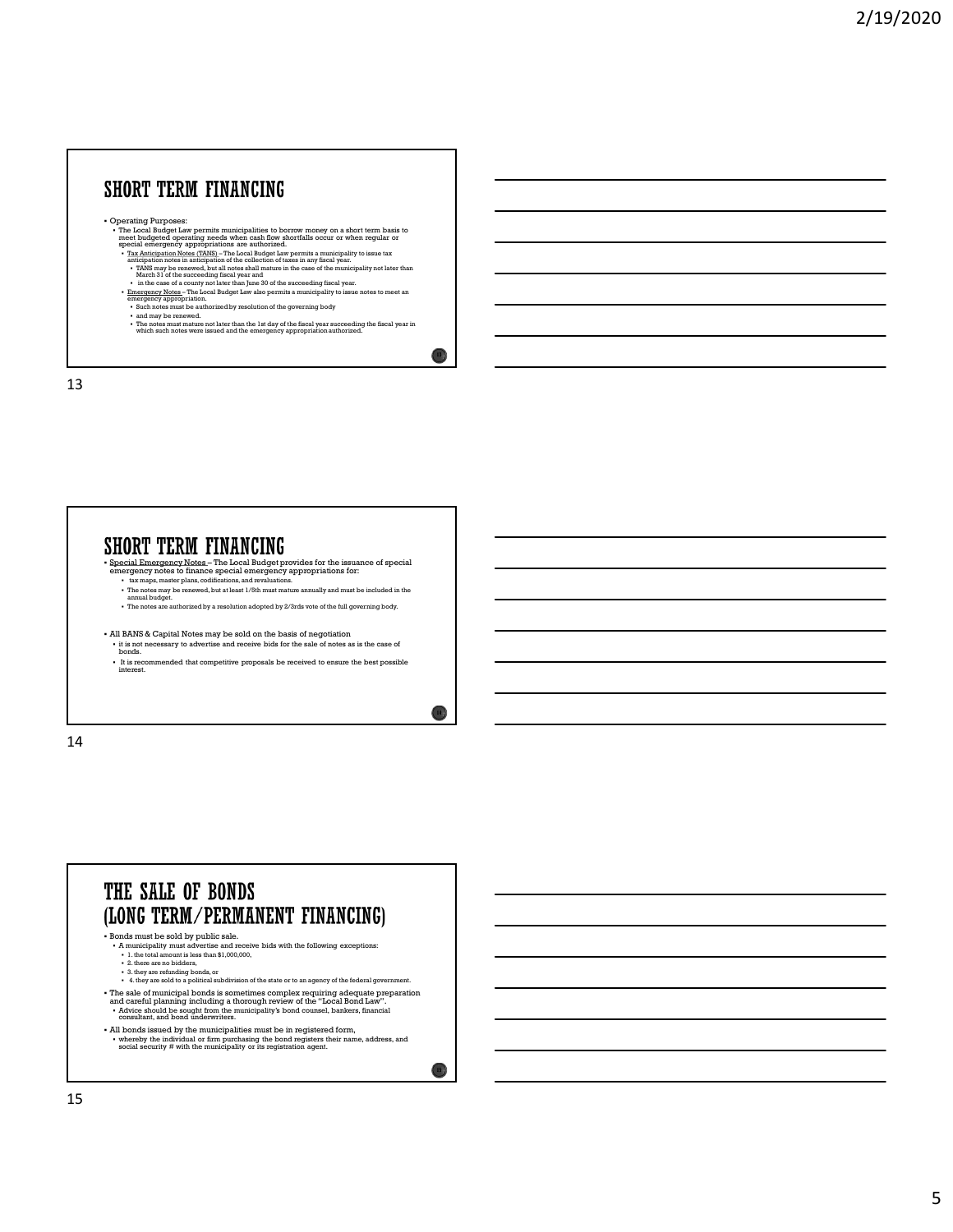# SHORT TERM FINANCING

- Operating Purposes:
  - The Local Budget Law permits municipalities to borrow money on a short term basis to meet budgeted operating needs when cash flow shortfalls occur or when regular or special emergency appropriations are authorized.
    - Tax Anticipation Notes (TANS) – The Local Budget Law permits a municipality to issue tax anticipation notes in anticipation of the collection of taxes in any fiscal year.
      - TANS may be renewed, but all notes shall mature in the case of the municipality not later than March 31 of the succeeding fiscal year and
      - in the case of a county not later than June 30 of the succeeding fiscal year.
    - Emergency Notes – The Local Budget Law also permits a municipality to issue notes to meet an emergency appropriation.
      - Such notes must be authorized by resolution of the governing body
      - and may be renewed.
      - The notes must mature not later than the 1st day of the fiscal year succeeding the fiscal year in which such notes were issued and the emergency appropriation authorized.

# SHORT TERM FINANCING

- Special Emergency Notes – The Local Budget provides for the issuance of special emergency notes to finance special emergency appropriations for:
  - tax maps, master plans, codifications, and revaluations.
  - The notes may be renewed, but at least 1/5th must mature annually and must be included in the annual budget.
  - The notes are authorized by a resolution adopted by 2/3rds vote of the full governing body.
- All BANS & Capital Notes may be sold on the basis of negotiation
  - it is not necessary to advertise and receive bids for the sale of notes as is the case of bonds.
  - It is recommended that competitive proposals be received to ensure the best possible interest.

# THE SALE OF BONDS (LONG TERM/PERMANENT FINANCING)

- Bonds must be sold by public sale.
  - A municipality must advertise and receive bids with the following exceptions:
    - 1. the total amount is less than $1,000,000,
    - 2. there are no bidders,
    - 3. they are refunding bonds, or
    - 4. they are sold to a political subdivision of the state or to an agency of the federal government.
- The sale of municipal bonds is sometimes complex requiring adequate preparation and careful planning including a thorough review of the "Local Bond Law".
  - Advice should be sought from the municipality's bond counsel, bankers, financial consultant, and bond underwriters.
- All bonds issued by the municipalities must be in registered form,
  - whereby the individual or firm purchasing the bond registers their name, address, and social security # with the municipality or its registration agent.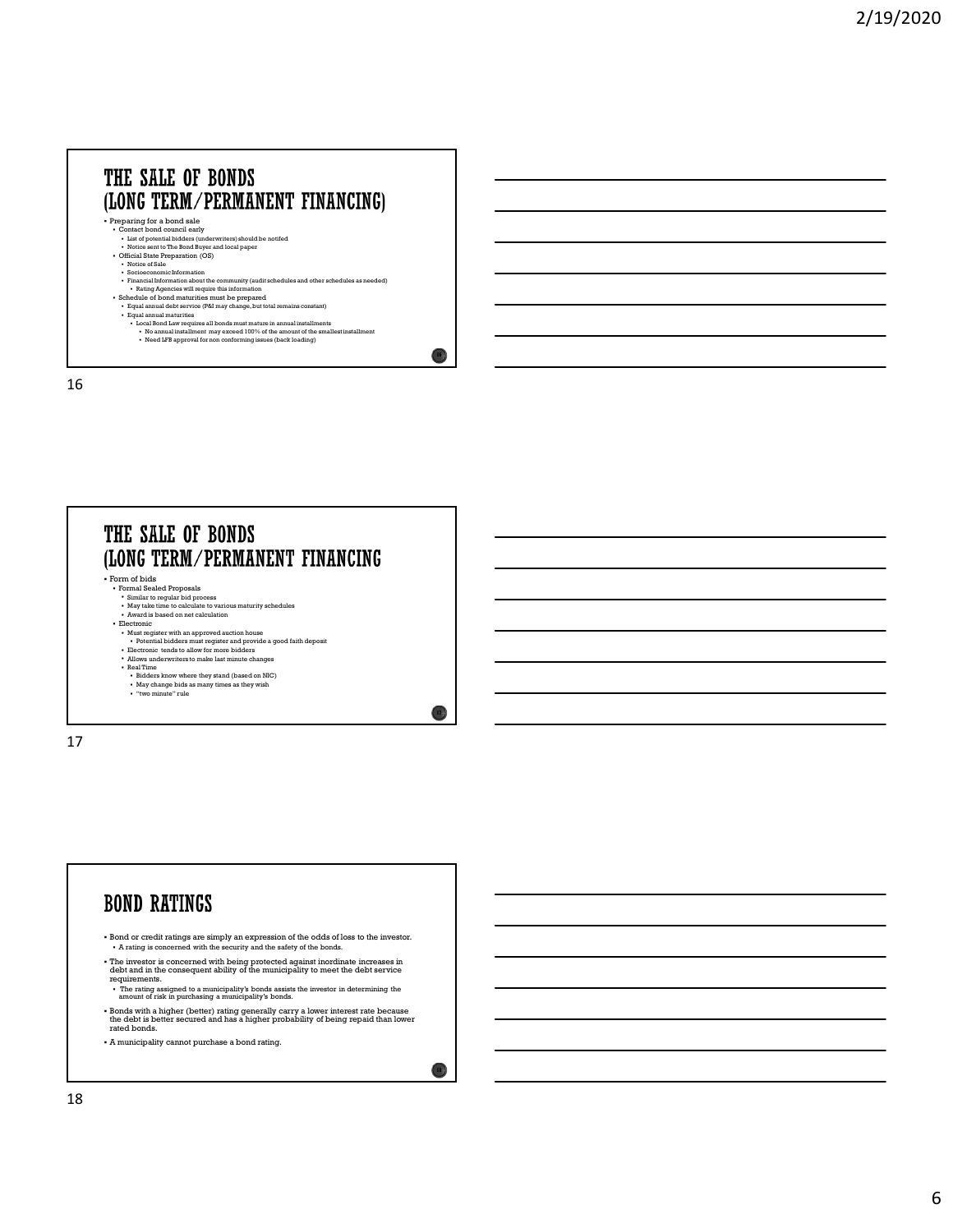## THE SALE OF BONDS (LONG TERM/PERMANENT FINANCING)

- Preparing for a bond sale
  - Contact bond council early
    - List of potential bidders (underwriters) should be notifed
    - Notice sent to The Bond Buyer and local paper
  - Official State Preparation (OS)
    - Notice of Sale
    - Socioeconomic Information
    - Financial Information about the community (audit schedules and other schedules as needed)
      - Rating Agencies will require this information
  - Schedule of bond maturities must be prepared
    - Equal annual debt service (P&I may change, but total remains constant)
    - Equal annual maturities
      - Local Bond Law requires all bonds must mature in annual installments
        - No annual installment may exceed 100% of the amount of the smallest installment
        - Need LFB approval for non conforming issues (back loading)

## THE SALE OF BONDS (LONG TERM/PERMANENT FINANCING

- Form of bids
  - Formal Sealed Proposals
    - Similar to regular bid process
    - May take time to calculate to various maturity schedules
    - Award is based on net calculation
  - Electronic
    - Must register with an approved auction house
      - Potential bidders must register and provide a good faith deposit
    - Electronic tends to allow for more bidders
    - Allows underwriters to make last minute changes
    - Real Time
      - Bidders know where they stand (based on NIC)
      - May change bids as many times as they wish
      - "two minute" rule

## BOND RATINGS

- Bond or credit ratings are simply an expression of the odds of loss to the investor.
  - A rating is concerned with the security and the safety of the bonds.
- The investor is concerned with being protected against inordinate increases in debt and in the consequent ability of the municipality to meet the debt service requirements.
  - The rating assigned to a municipality's bonds assists the investor in determining the amount of risk in purchasing a municipality's bonds.
- Bonds with a higher (better) rating generally carry a lower interest rate because the debt is better secured and has a higher probability of being repaid than lower rated bonds.
- A municipality cannot purchase a bond rating.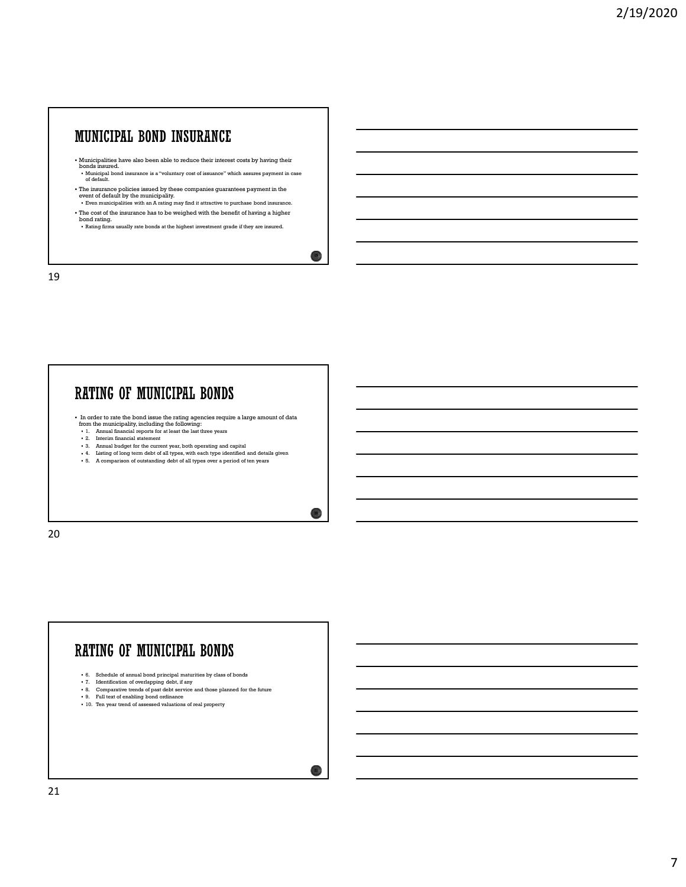## MUNICIPAL BOND INSURANCE

- Municipalities have also been able to reduce their interest costs by having their bonds insured.
  - Municipal bond insurance is a "voluntary cost of issuance" which assures payment in case of default.
- The insurance policies issued by these companies guarantees payment in the event of default by the municipality.
  - Even municipalities with an A rating may find it attractive to purchase bond insurance.
- The cost of the insurance has to be weighed with the benefit of having a higher bond rating.
  - Rating firms usually rate bonds at the highest investment grade if they are insured.

## RATING OF MUNICIPAL BONDS

- In order to rate the bond issue the rating agencies require a large amount of data from the municipality, including the following:
  - 1. Annual financial reports for at least the last three years
  - 2. Interim financial statement
  - 3. Annual budget for the current year, both operating and capital
  - 4. Listing of long term debt of all types, with each type identified and details given
  - 5. A comparison of outstanding debt of all types over a period of ten years

## RATING OF MUNICIPAL BONDS

- 6. Schedule of annual bond principal maturities by class of bonds
- 7. Identification of overlapping debt, if any
- 8. Comparative trends of past debt service and those planned for the future
- 9. Full text of enabling bond ordinance
- 10. Ten year trend of assessed valuations of real property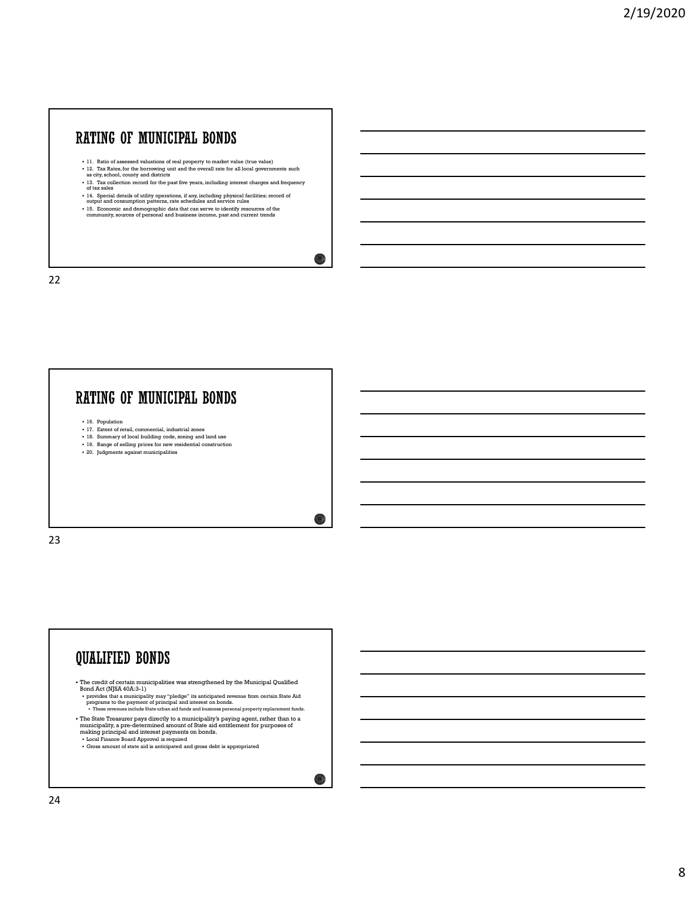## RATING OF MUNICIPAL BONDS

- 11. Ratio of assessed valuations of real property to market value (true value)
- 12. Tax Rates, for the borrowing unit and the overall rate for all local governments such as city, school, county and districts
- 13. Tax collection record for the past five years, including interest charges and frequency of tax sales
- 14. Special details of utility operations, if any, including physical facilities; record of output and consumption patterns, rate schedules and service rules
- 15. Economic and demographic data that can serve to identify resources of the community, sources of personal and business income, past and current trends

## RATING OF MUNICIPAL BONDS

- 16. Population
- 17. Extent of retail, commercial, industrial zones
- 18. Summary of local building code, zoning and land use
- 19. Range of selling prices for new residential construction
- 20. Judgments against municipalities

## QUALIFIED BONDS

- The credit of certain municipalities was strengthened by the Municipal Qualified Bond Act (NJSA 40A:3-1)
  - provides that a municipality may "pledge" its anticipated revenue from certain State Aid programs to the payment of principal and interest on bonds.
    - These revenues include State urban aid funds and business personal property replacement funds.
- The State Treasurer pays directly to a municipality's paying agent, rather than to a municipality, a pre-determined amount of State aid entitlement for purposes of making principal and interest payments on bonds.
  - Local Finance Board Approval is required
  - Gross amount of state aid is anticipated and gross debt is appropriated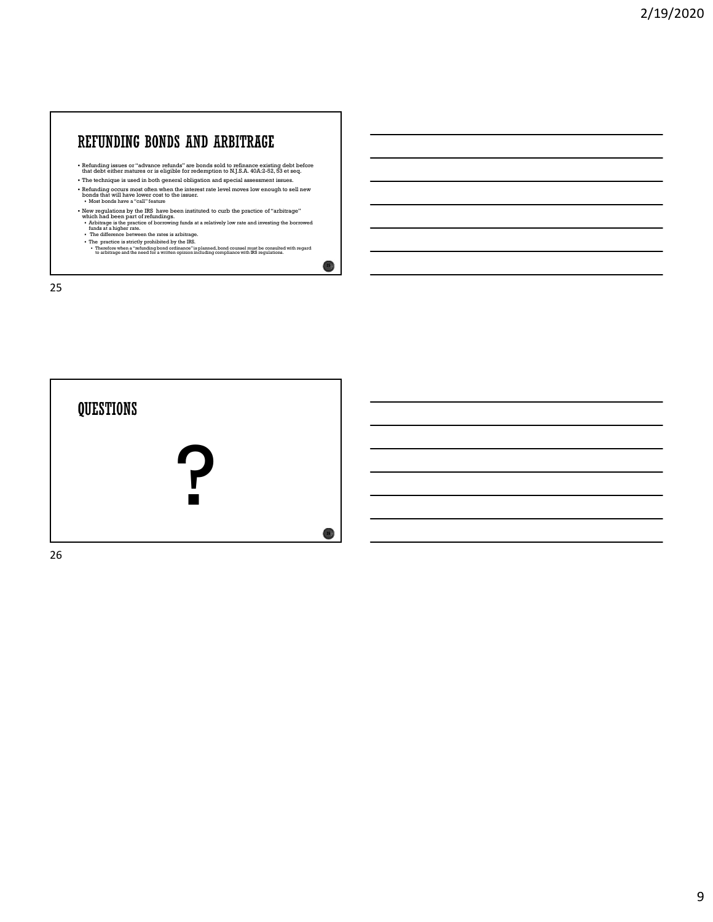## REFUNDING BONDS AND ARBITRAGE

- Refunding issues or "advance refunds" are bonds sold to refinance existing debt before that debt either matures or is eligible for redemption to N.J.S.A. 40A:2-52, 53 et seq.
- The technique is used in both general obligation and special assessment issues.
- Refunding occurs most often when the interest rate level moves low enough to sell new bonds that will have lower cost to the issuer.
  - Most bonds have a "call" feature
- New regulations by the IRS have been instituted to curb the practice of "arbitrage" which had been part of refundings.
  - Arbitrage is the practice of borrowing funds at a relatively low rate and investing the borrowed funds at a higher rate.
  - The difference between the rates is arbitrage.
  - The practice is strictly prohibited by the IRS.
    - Therefore when a "refunding bond ordinance" is planned, bond counsel must be consulted with regard to arbitrage and the need for a written opinion including compliance with IRS regulations.

## QUESTIONS

?